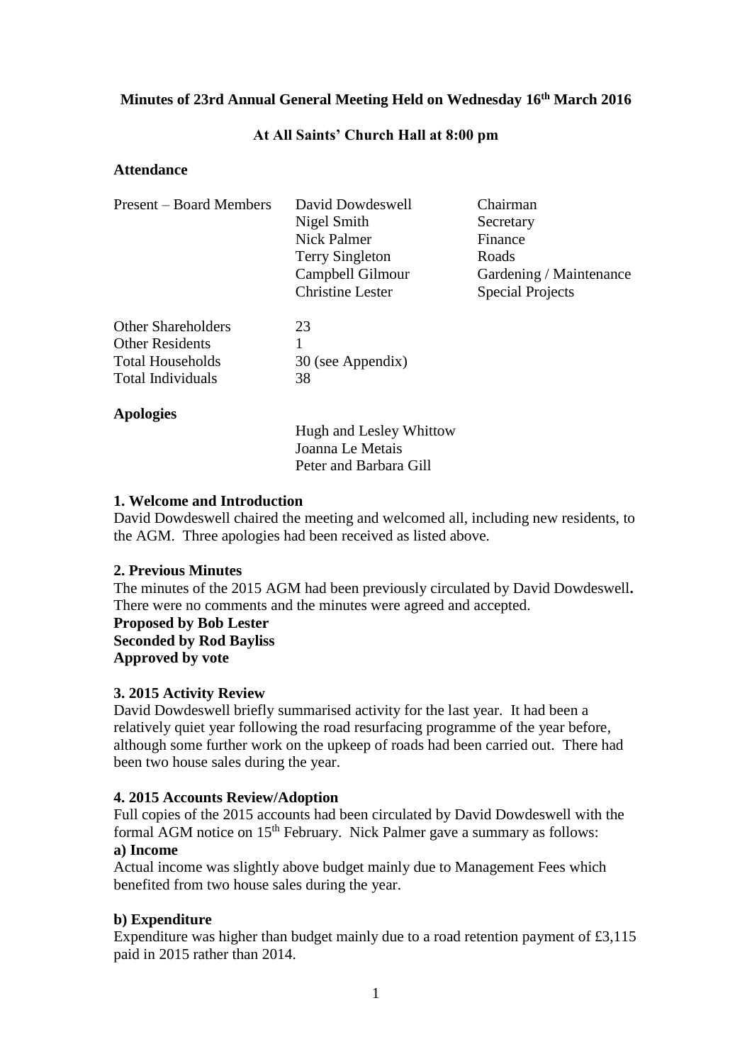# Minutes of 23rd Annual General Meeting Held on Wednesday 16th March 2016

## At All Saints' Church Hall at 8:00 pm

**Attendance**

| Present – Board Members | David Dowdeswell | Chairman |
|---|---|---|
| | Nigel Smith | Secretary |
| | Nick Palmer | Finance |
| | Terry Singleton | Roads |
| | Campbell Gilmour | Gardening / Maintenance |
| | Christine Lester | Special Projects |

| Other Shareholders | 23 |
|---|---|
| Other Residents | 1 |
| Total Households | 30 (see Appendix) |
| Total Individuals | 38 |

**Apologies**

Hugh and Lesley Whittow
Joanna Le Metais
Peter and Barbara Gill

**1. Welcome and Introduction**

David Dowdeswell chaired the meeting and welcomed all, including new residents, to the AGM. Three apologies had been received as listed above.

**2. Previous Minutes**

The minutes of the 2015 AGM had been previously circulated by David Dowdeswell. There were no comments and the minutes were agreed and accepted.

**Proposed by Bob Lester**
**Seconded by Rod Bayliss**
**Approved by vote**

**3. 2015 Activity Review**

David Dowdeswell briefly summarised activity for the last year. It had been a relatively quiet year following the road resurfacing programme of the year before, although some further work on the upkeep of roads had been carried out. There had been two house sales during the year.

**4. 2015 Accounts Review/Adoption**

Full copies of the 2015 accounts had been circulated by David Dowdeswell with the formal AGM notice on 15th February. Nick Palmer gave a summary as follows:

**a) Income**

Actual income was slightly above budget mainly due to Management Fees which benefited from two house sales during the year.

**b) Expenditure**

Expenditure was higher than budget mainly due to a road retention payment of £3,115 paid in 2015 rather than 2014.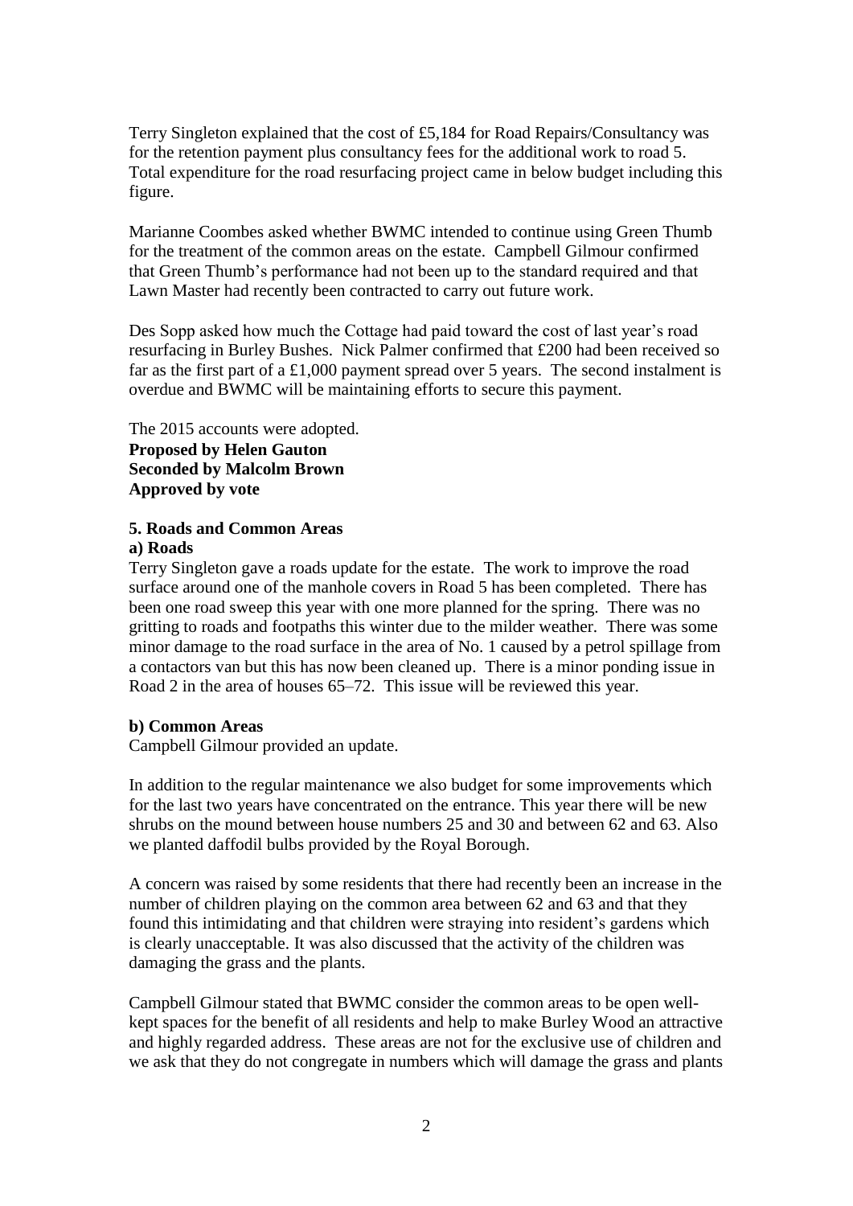Terry Singleton explained that the cost of £5,184 for Road Repairs/Consultancy was for the retention payment plus consultancy fees for the additional work to road 5. Total expenditure for the road resurfacing project came in below budget including this figure.

Marianne Coombes asked whether BWMC intended to continue using Green Thumb for the treatment of the common areas on the estate. Campbell Gilmour confirmed that Green Thumb's performance had not been up to the standard required and that Lawn Master had recently been contracted to carry out future work.

Des Sopp asked how much the Cottage had paid toward the cost of last year's road resurfacing in Burley Bushes. Nick Palmer confirmed that £200 had been received so far as the first part of a £1,000 payment spread over 5 years. The second instalment is overdue and BWMC will be maintaining efforts to secure this payment.

The 2015 accounts were adopted.
**Proposed by Helen Gauton**
**Seconded by Malcolm Brown**
**Approved by vote**

**5. Roads and Common Areas**

**a) Roads**

Terry Singleton gave a roads update for the estate. The work to improve the road surface around one of the manhole covers in Road 5 has been completed. There has been one road sweep this year with one more planned for the spring. There was no gritting to roads and footpaths this winter due to the milder weather. There was some minor damage to the road surface in the area of No. 1 caused by a petrol spillage from a contactors van but this has now been cleaned up. There is a minor ponding issue in Road 2 in the area of houses 65–72. This issue will be reviewed this year.

**b) Common Areas**

Campbell Gilmour provided an update.

In addition to the regular maintenance we also budget for some improvements which for the last two years have concentrated on the entrance. This year there will be new shrubs on the mound between house numbers 25 and 30 and between 62 and 63. Also we planted daffodil bulbs provided by the Royal Borough.

A concern was raised by some residents that there had recently been an increase in the number of children playing on the common area between 62 and 63 and that they found this intimidating and that children were straying into resident's gardens which is clearly unacceptable. It was also discussed that the activity of the children was damaging the grass and the plants.

Campbell Gilmour stated that BWMC consider the common areas to be open well-kept spaces for the benefit of all residents and help to make Burley Wood an attractive and highly regarded address. These areas are not for the exclusive use of children and we ask that they do not congregate in numbers which will damage the grass and plants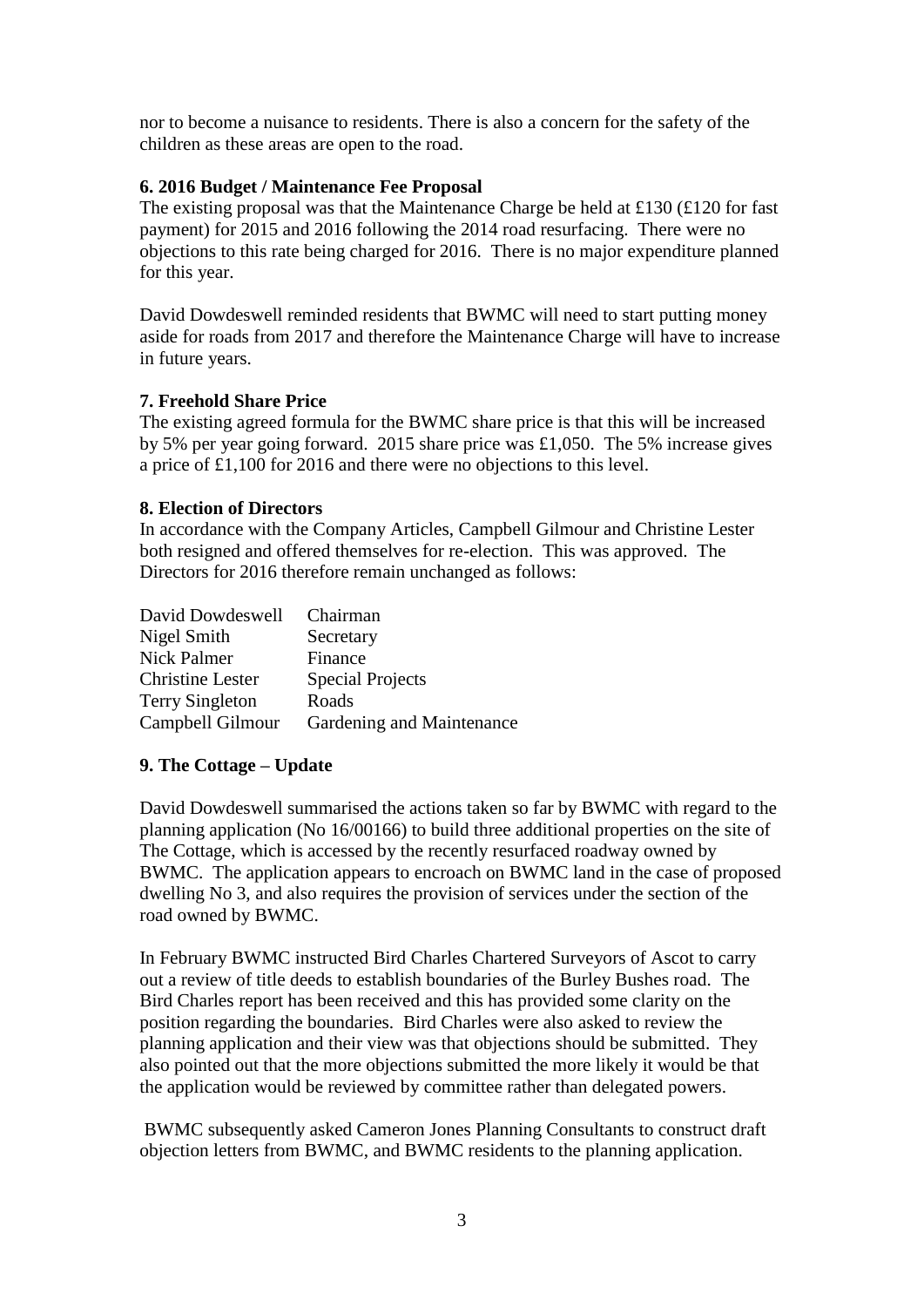nor to become a nuisance to residents. There is also a concern for the safety of the children as these areas are open to the road.

**6. 2016 Budget / Maintenance Fee Proposal**

The existing proposal was that the Maintenance Charge be held at £130 (£120 for fast payment) for 2015 and 2016 following the 2014 road resurfacing. There were no objections to this rate being charged for 2016. There is no major expenditure planned for this year.

David Dowdeswell reminded residents that BWMC will need to start putting money aside for roads from 2017 and therefore the Maintenance Charge will have to increase in future years.

**7. Freehold Share Price**

The existing agreed formula for the BWMC share price is that this will be increased by 5% per year going forward. 2015 share price was £1,050. The 5% increase gives a price of £1,100 for 2016 and there were no objections to this level.

**8. Election of Directors**

In accordance with the Company Articles, Campbell Gilmour and Christine Lester both resigned and offered themselves for re-election. This was approved. The Directors for 2016 therefore remain unchanged as follows:

| | |
|---|---|
| David Dowdeswell | Chairman |
| Nigel Smith | Secretary |
| Nick Palmer | Finance |
| Christine Lester | Special Projects |
| Terry Singleton | Roads |
| Campbell Gilmour | Gardening and Maintenance |

**9. The Cottage – Update**

David Dowdeswell summarised the actions taken so far by BWMC with regard to the planning application (No 16/00166) to build three additional properties on the site of The Cottage, which is accessed by the recently resurfaced roadway owned by BWMC. The application appears to encroach on BWMC land in the case of proposed dwelling No 3, and also requires the provision of services under the section of the road owned by BWMC.

In February BWMC instructed Bird Charles Chartered Surveyors of Ascot to carry out a review of title deeds to establish boundaries of the Burley Bushes road. The Bird Charles report has been received and this has provided some clarity on the position regarding the boundaries. Bird Charles were also asked to review the planning application and their view was that objections should be submitted. They also pointed out that the more objections submitted the more likely it would be that the application would be reviewed by committee rather than delegated powers.

BWMC subsequently asked Cameron Jones Planning Consultants to construct draft objection letters from BWMC, and BWMC residents to the planning application.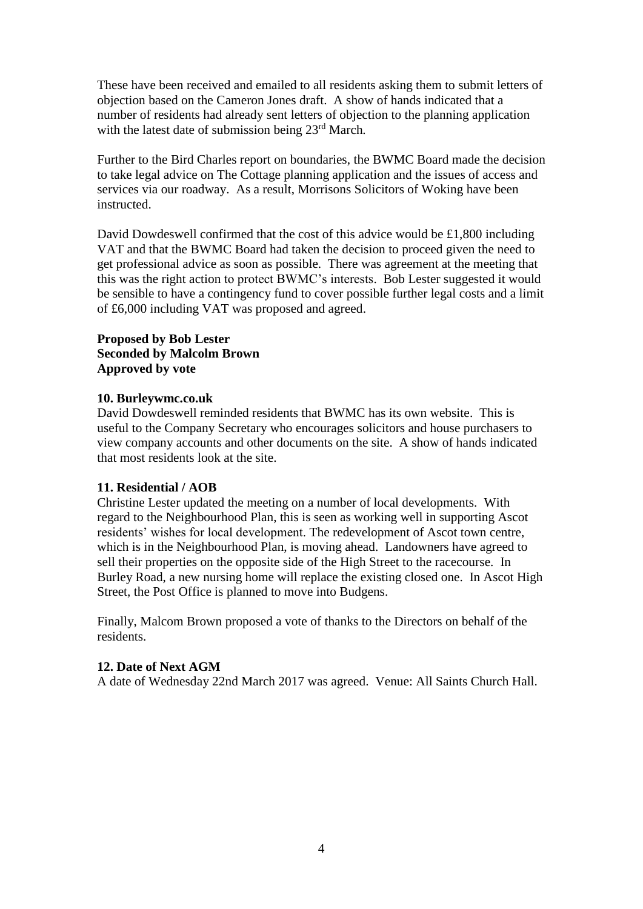These have been received and emailed to all residents asking them to submit letters of objection based on the Cameron Jones draft. A show of hands indicated that a number of residents had already sent letters of objection to the planning application with the latest date of submission being 23rd March.

Further to the Bird Charles report on boundaries, the BWMC Board made the decision to take legal advice on The Cottage planning application and the issues of access and services via our roadway. As a result, Morrisons Solicitors of Woking have been instructed.

David Dowdeswell confirmed that the cost of this advice would be £1,800 including VAT and that the BWMC Board had taken the decision to proceed given the need to get professional advice as soon as possible. There was agreement at the meeting that this was the right action to protect BWMC's interests. Bob Lester suggested it would be sensible to have a contingency fund to cover possible further legal costs and a limit of £6,000 including VAT was proposed and agreed.

**Proposed by Bob Lester**
**Seconded by Malcolm Brown**
**Approved by vote**

**10. Burleywmc.co.uk**

David Dowdeswell reminded residents that BWMC has its own website. This is useful to the Company Secretary who encourages solicitors and house purchasers to view company accounts and other documents on the site. A show of hands indicated that most residents look at the site.

**11. Residential / AOB**

Christine Lester updated the meeting on a number of local developments. With regard to the Neighbourhood Plan, this is seen as working well in supporting Ascot residents' wishes for local development. The redevelopment of Ascot town centre, which is in the Neighbourhood Plan, is moving ahead. Landowners have agreed to sell their properties on the opposite side of the High Street to the racecourse. In Burley Road, a new nursing home will replace the existing closed one. In Ascot High Street, the Post Office is planned to move into Budgens.

Finally, Malcom Brown proposed a vote of thanks to the Directors on behalf of the residents.

**12. Date of Next AGM**

A date of Wednesday 22nd March 2017 was agreed. Venue: All Saints Church Hall.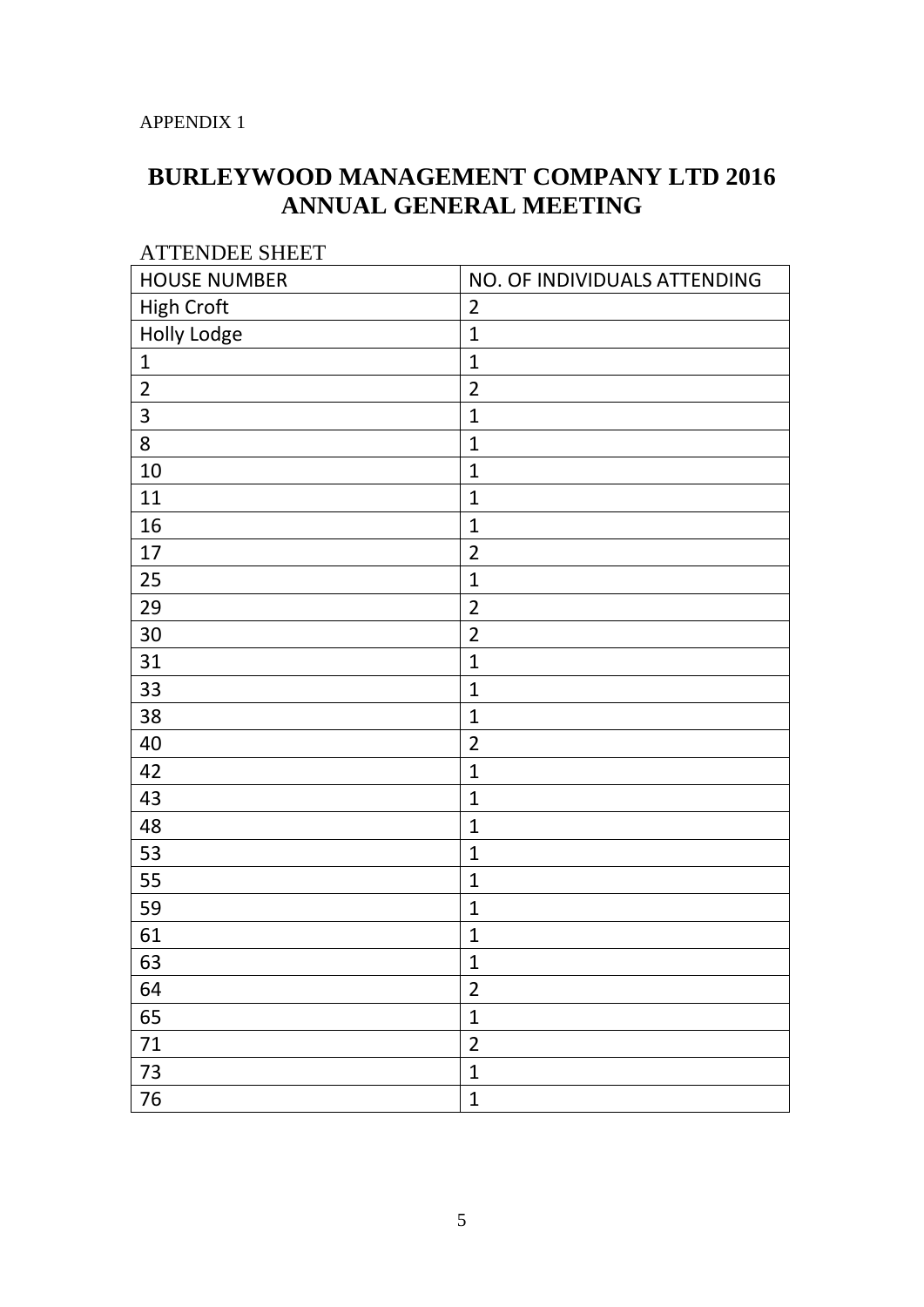APPENDIX 1

# BURLEYWOOD MANAGEMENT COMPANY LTD 2016 ANNUAL GENERAL MEETING

ATTENDEE SHEET

| HOUSE NUMBER | NO. OF INDIVIDUALS ATTENDING |
|---|---|
| High Croft | 2 |
| Holly Lodge | 1 |
| 1 | 1 |
| 2 | 2 |
| 3 | 1 |
| 8 | 1 |
| 10 | 1 |
| 11 | 1 |
| 16 | 1 |
| 17 | 2 |
| 25 | 1 |
| 29 | 2 |
| 30 | 2 |
| 31 | 1 |
| 33 | 1 |
| 38 | 1 |
| 40 | 2 |
| 42 | 1 |
| 43 | 1 |
| 48 | 1 |
| 53 | 1 |
| 55 | 1 |
| 59 | 1 |
| 61 | 1 |
| 63 | 1 |
| 64 | 2 |
| 65 | 1 |
| 71 | 2 |
| 73 | 1 |
| 76 | 1 |